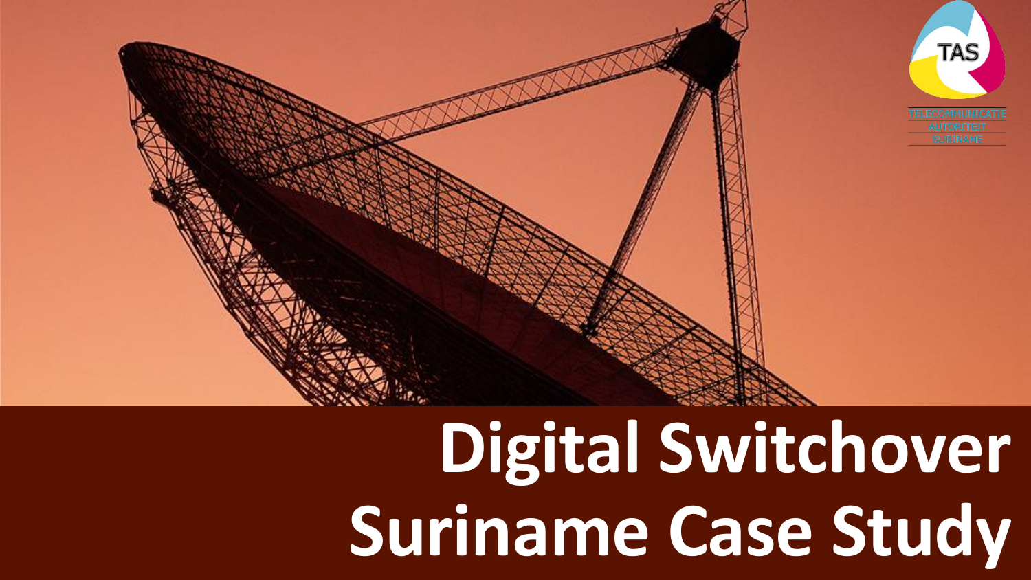TAS

TELECOMMUNICATIE AUTORITEIT SURINAME

# Digital Switchover Suriname Case Study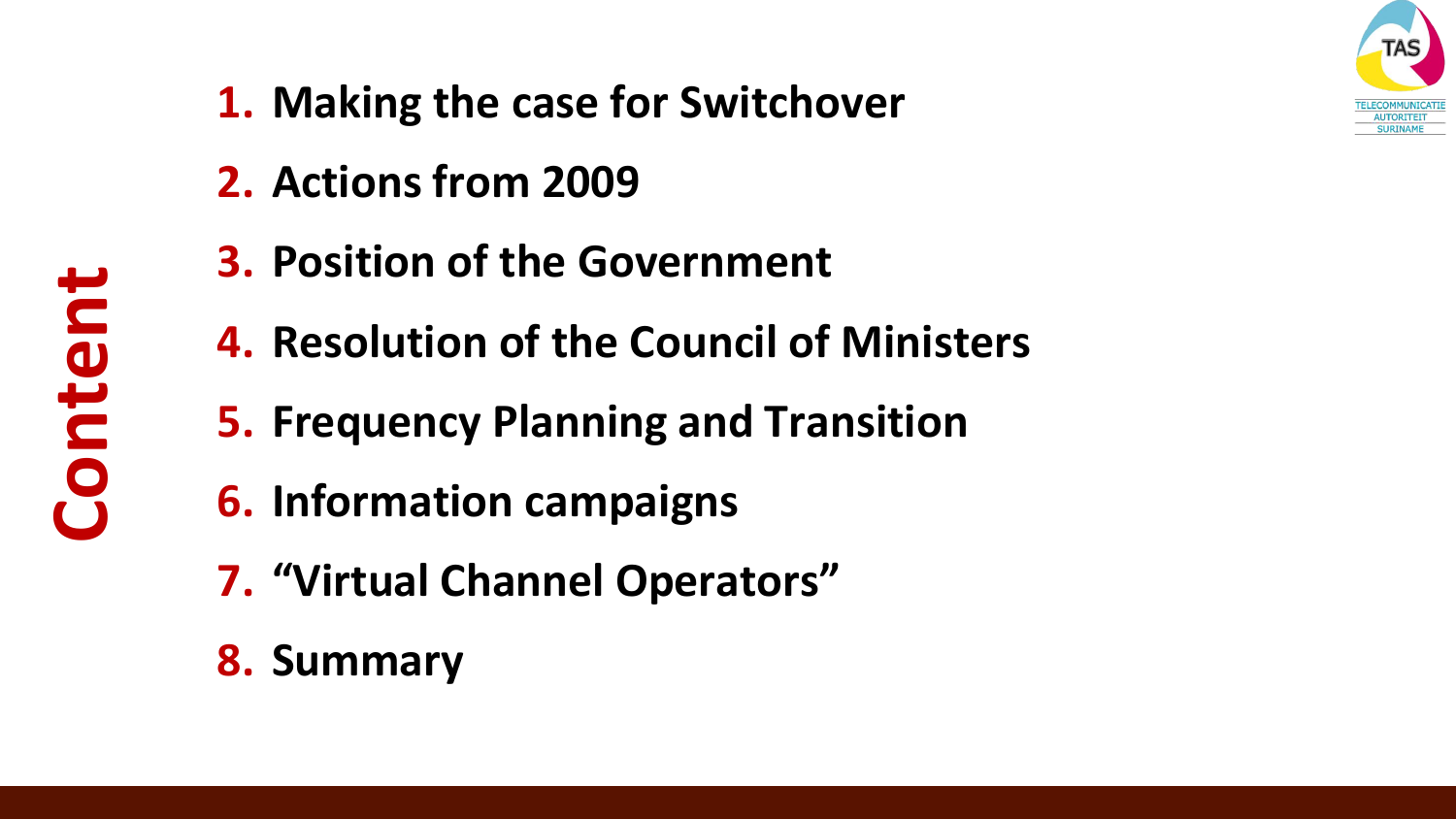# Content

1. **Making the case for Switchover**
2. **Actions from 2009**
3. **Position of the Government**
4. **Resolution of the Council of Ministers**
5. **Frequency Planning and Transition**
6. **Information campaigns**
7. **"Virtual Channel Operators"**
8. **Summary**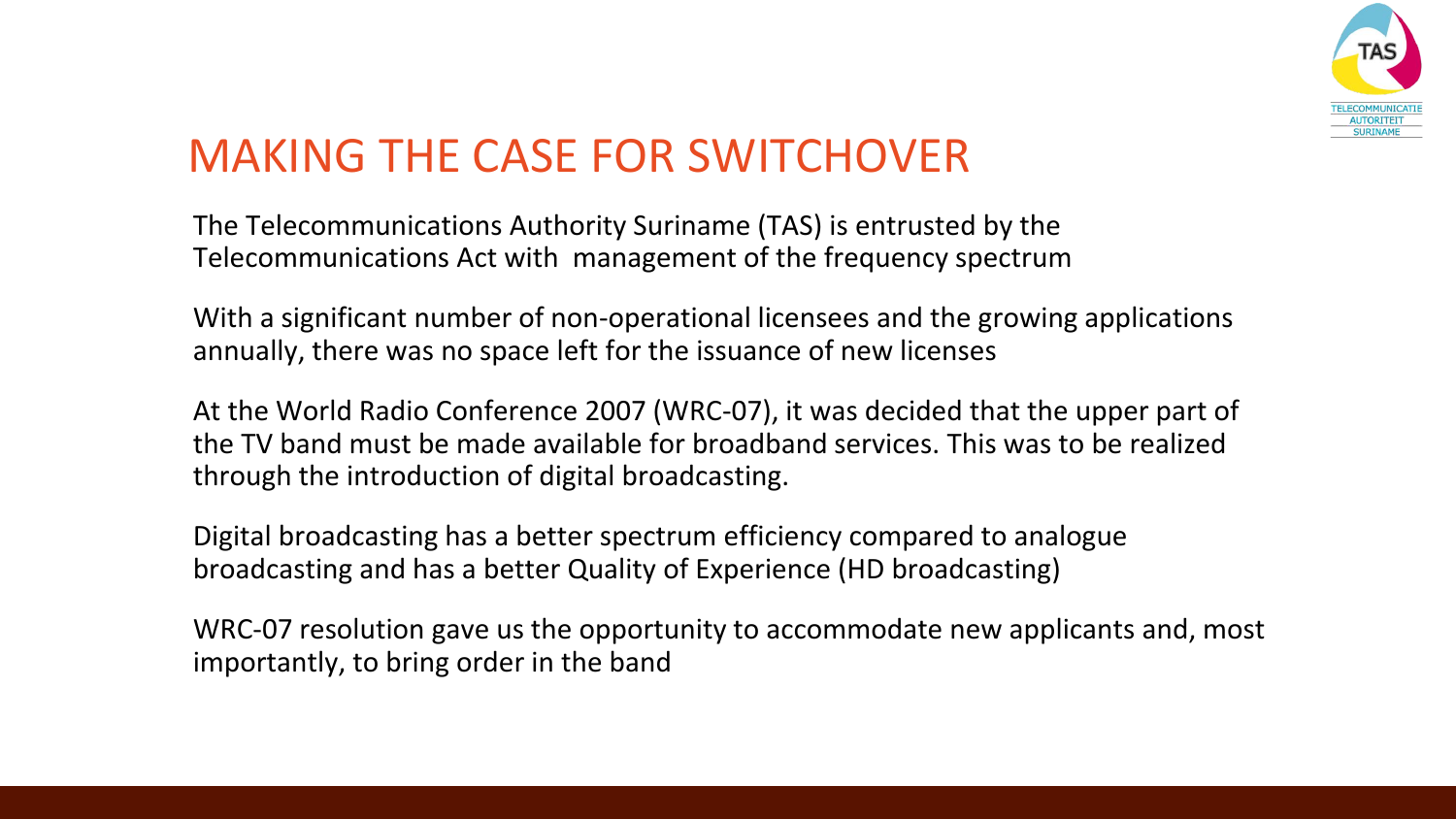# MAKING THE CASE FOR SWITCHOVER

The Telecommunications Authority Suriname (TAS) is entrusted by the Telecommunications Act with management of the frequency spectrum

With a significant number of non-operational licensees and the growing applications annually, there was no space left for the issuance of new licenses

At the World Radio Conference 2007 (WRC-07), it was decided that the upper part of the TV band must be made available for broadband services. This was to be realized through the introduction of digital broadcasting.

Digital broadcasting has a better spectrum efficiency compared to analogue broadcasting and has a better Quality of Experience (HD broadcasting)

WRC-07 resolution gave us the opportunity to accommodate new applicants and, most importantly, to bring order in the band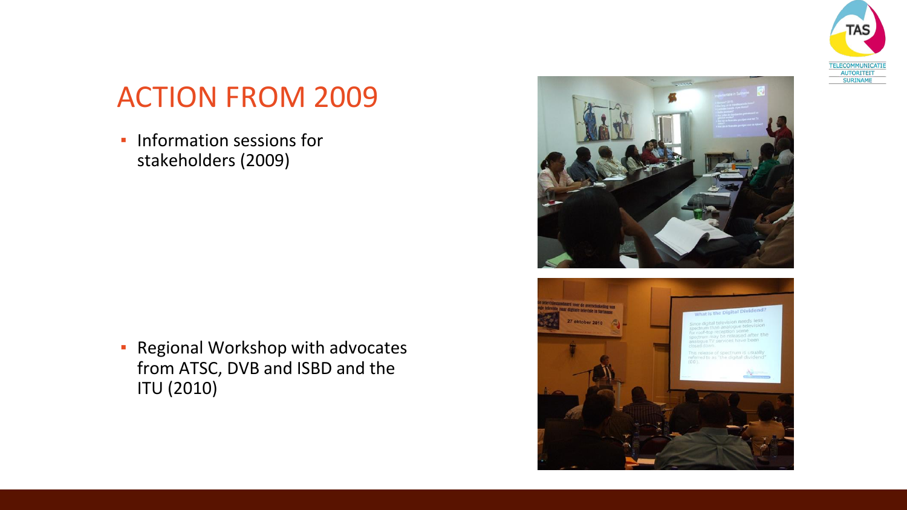# ACTION FROM 2009

- Information sessions for stakeholders (2009)

- Regional Workshop with advocates from ATSC, DVB and ISBD and the ITU (2010)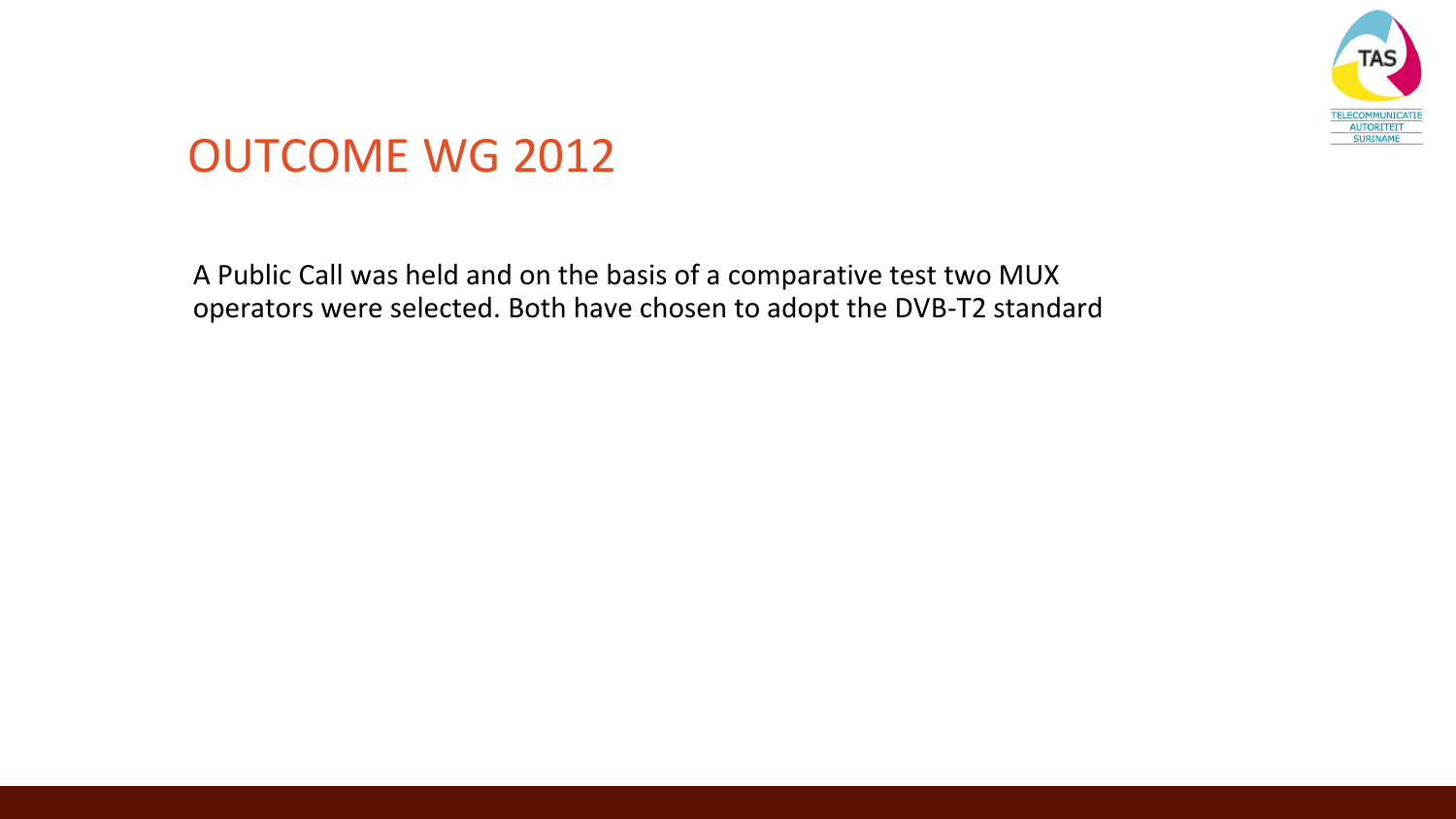# OUTCOME WG 2012

A Public Call was held and on the basis of a comparative test two MUX operators were selected. Both have chosen to adopt the DVB-T2 standard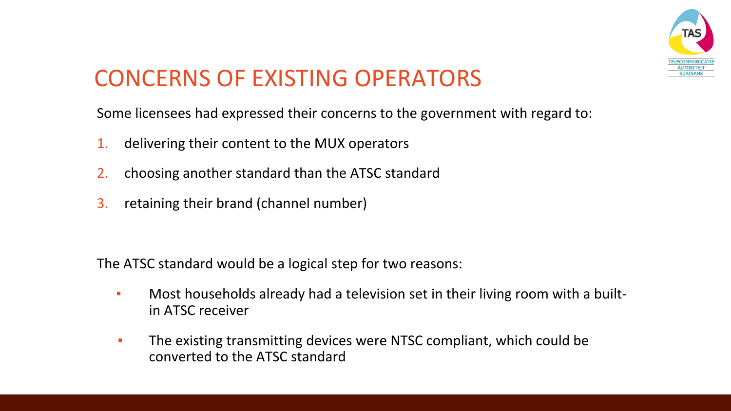# CONCERNS OF EXISTING OPERATORS

Some licensees had expressed their concerns to the government with regard to:

1. delivering their content to the MUX operators
2. choosing another standard than the ATSC standard
3. retaining their brand (channel number)

The ATSC standard would be a logical step for two reasons:

- Most households already had a television set in their living room with a built-in ATSC receiver
- The existing transmitting devices were NTSC compliant, which could be converted to the ATSC standard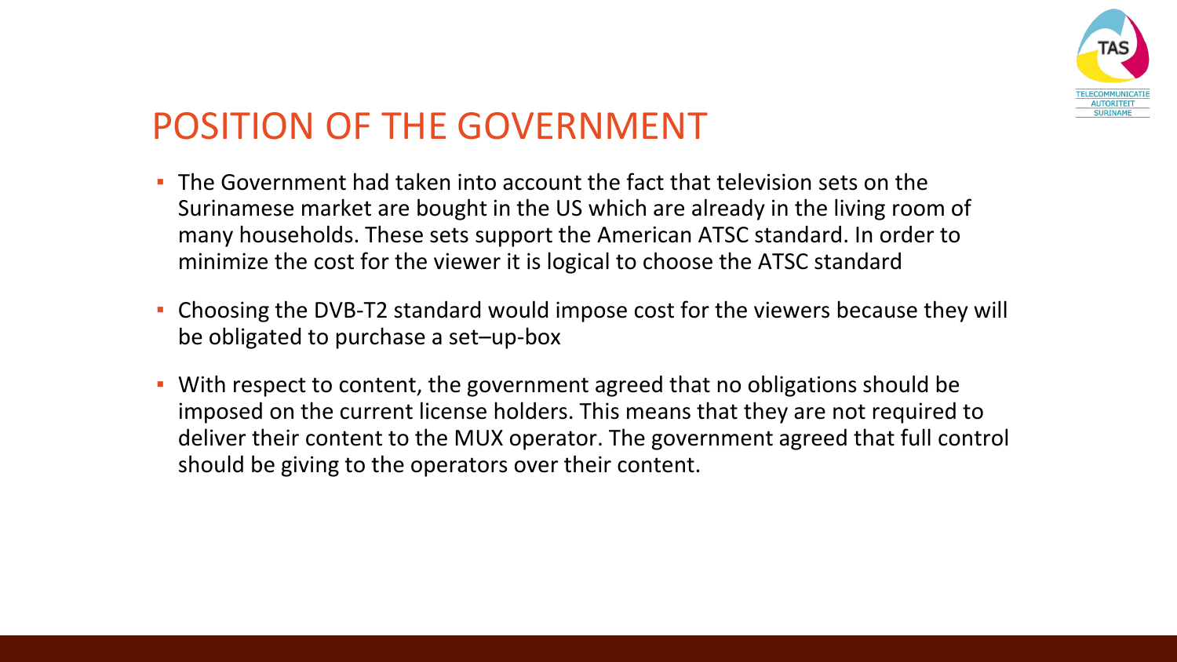# POSITION OF THE GOVERNMENT

- The Government had taken into account the fact that television sets on the Surinamese market are bought in the US which are already in the living room of many households. These sets support the American ATSC standard. In order to minimize the cost for the viewer it is logical to choose the ATSC standard
- Choosing the DVB-T2 standard would impose cost for the viewers because they will be obligated to purchase a set–up-box
- With respect to content, the government agreed that no obligations should be imposed on the current license holders. This means that they are not required to deliver their content to the MUX operator. The government agreed that full control should be giving to the operators over their content.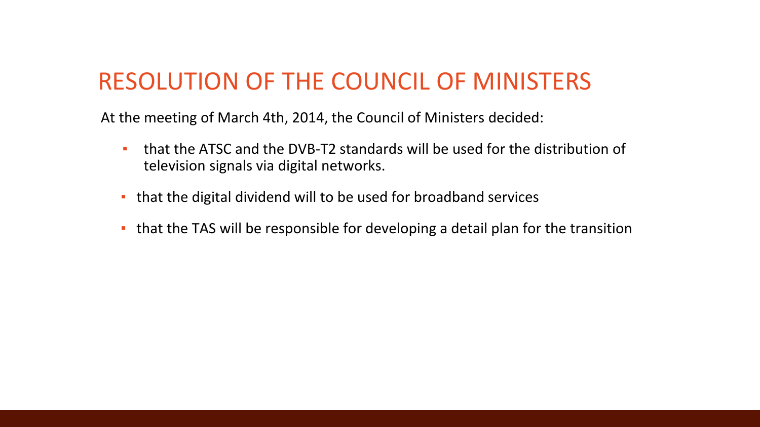# RESOLUTION OF THE COUNCIL OF MINISTERS

At the meeting of March 4th, 2014, the Council of Ministers decided:

- that the ATSC and the DVB-T2 standards will be used for the distribution of television signals via digital networks.
- that the digital dividend will to be used for broadband services
- that the TAS will be responsible for developing a detail plan for the transition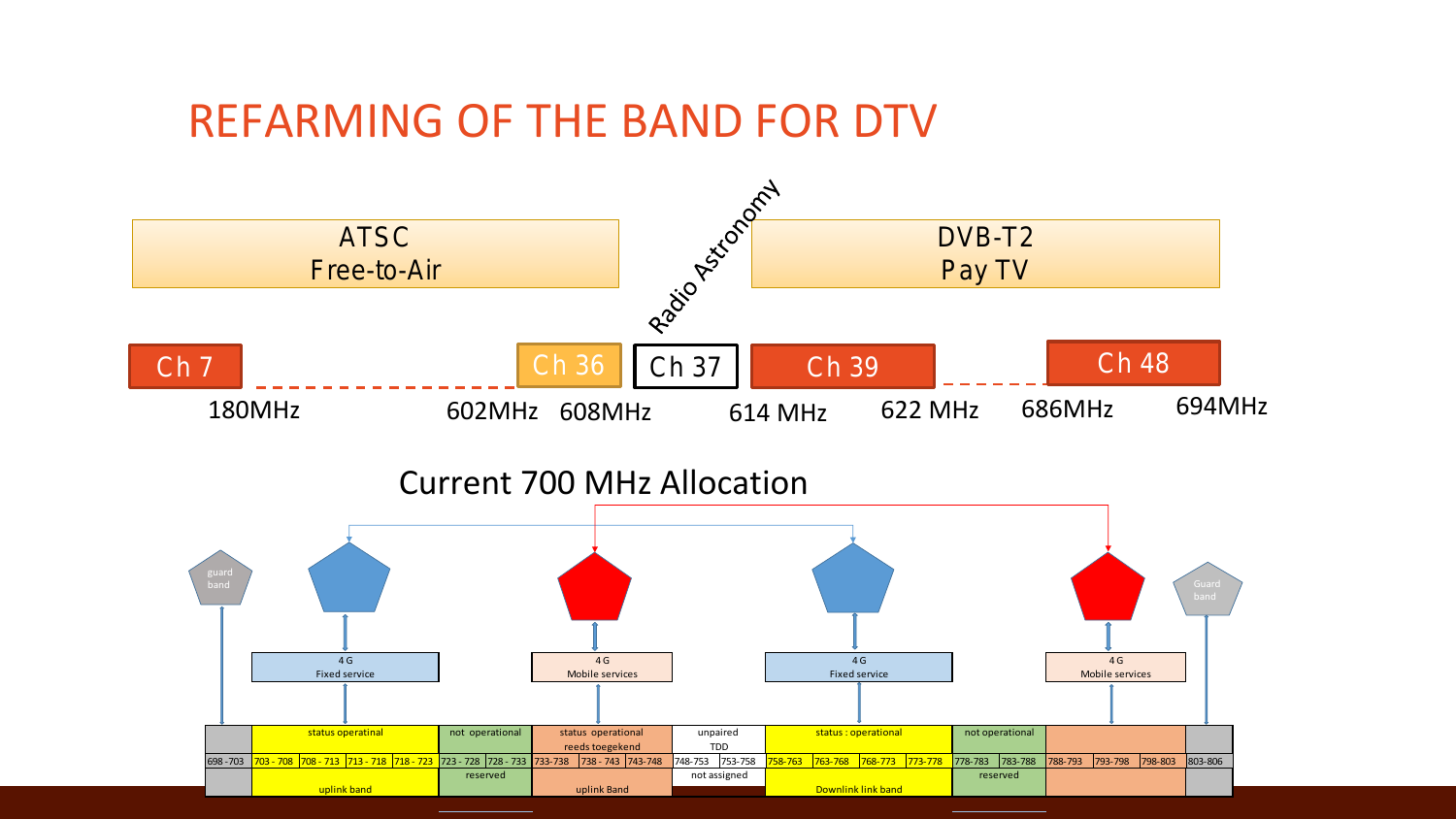# REFARMING OF THE BAND FOR DTV

ATSC
Free-to-Air

Radio Astronomy

DVB-T2
Pay TV

Ch 7 — 180MHz

Ch 36 — 602MHz 608MHz

Ch 37

Ch 39 — 614 MHz 622 MHz

Ch 48 — 686MHz 694MHz

## Current 700 MHz Allocation

guard band

4 G
Fixed service

4 G
Mobile services

4 G
Fixed service

4 G
Mobile services

Guard band

| | status operatinal | | | | not operational | | status operational reeds toegekend | | | unpaired TDD | | status : operational | | | | not operational | | | | | |
|---|---|---|---|---|---|---|---|---|---|---|---|---|---|---|---|---|---|---|---|---|---|
| 698 -703 | 703 - 708 | 708 - 713 | 713 - 718 | 718 - 723 | 723 - 728 | 728 - 733 | 733-738 | 738 - 743 | 743-748 | 748-753 | 753-758 | 758-763 | 763-768 | 768-773 | 773-778 | 778-783 | 783-788 | 788-793 | 793-798 | 798-803 | 803-806 |
| | reserved | | | | | | | | | not assigned | | | | | | reserved | | | | | |
| | uplink band | | | | | | uplink Band | | | | | Downlink link band | | | | | | | | | |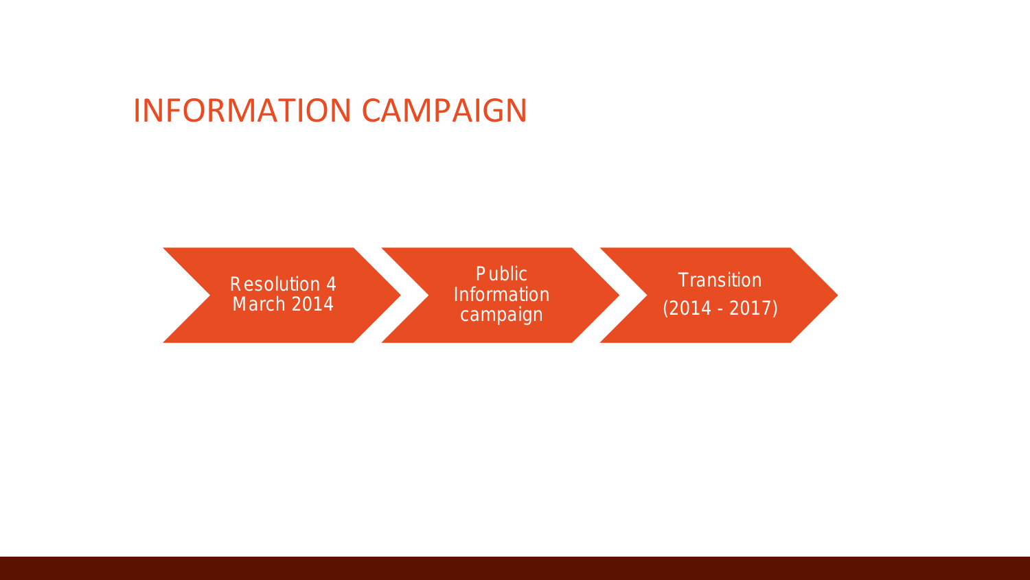# INFORMATION CAMPAIGN

- Resolution 4 March 2014
- Public Information campaign
- Transition (2014 - 2017)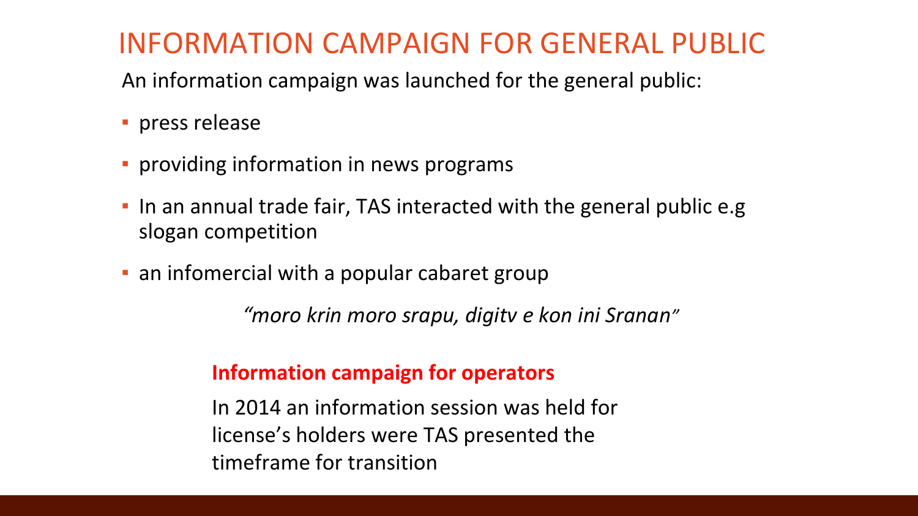# INFORMATION CAMPAIGN FOR GENERAL PUBLIC

An information campaign was launched for the general public:

- press release
- providing information in news programs
- In an annual trade fair, TAS interacted with the general public e.g slogan competition
- an infomercial with a popular cabaret group

*"moro krin moro srapu, digitv e kon ini Sranan"*

**Information campaign for operators**

In 2014 an information session was held for license's holders were TAS presented the timeframe for transition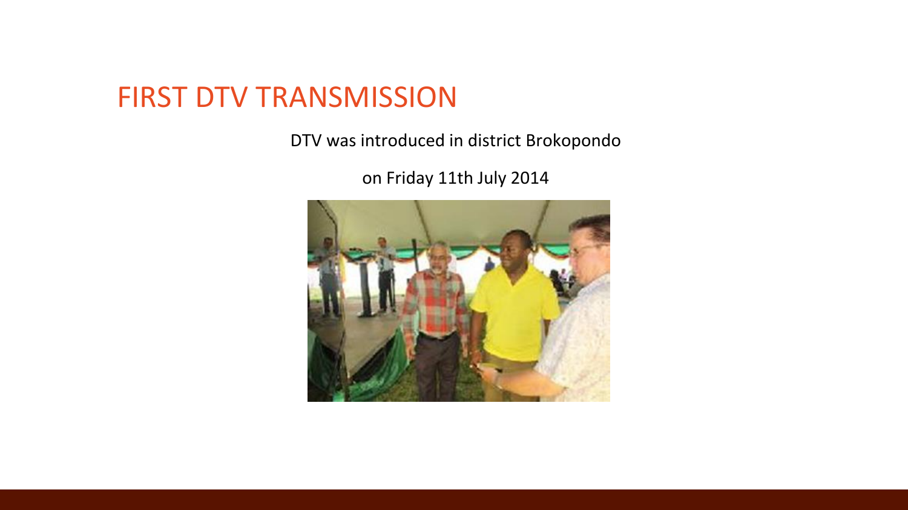# FIRST DTV TRANSMISSION

DTV was introduced in district Brokopondo

on Friday 11th July 2014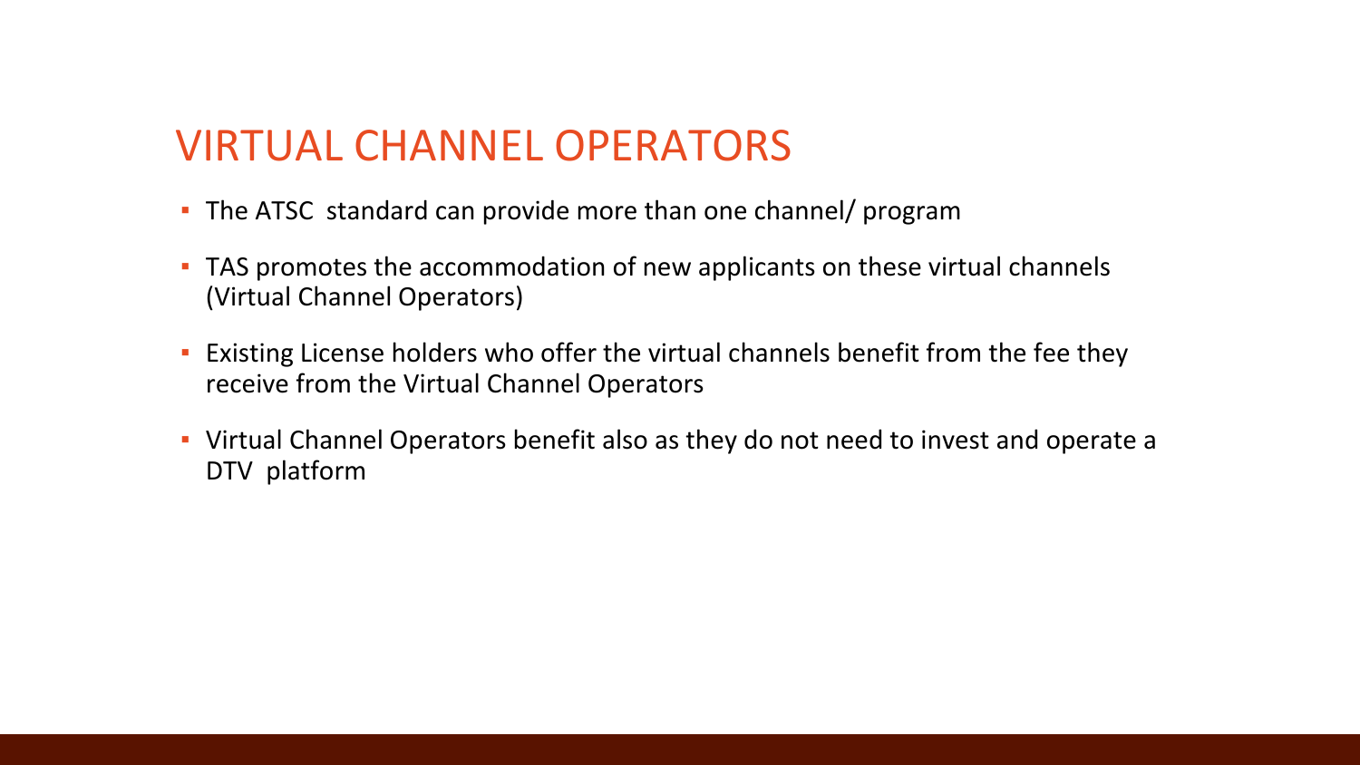# VIRTUAL CHANNEL OPERATORS

- The ATSC standard can provide more than one channel/ program
- TAS promotes the accommodation of new applicants on these virtual channels (Virtual Channel Operators)
- Existing License holders who offer the virtual channels benefit from the fee they receive from the Virtual Channel Operators
- Virtual Channel Operators benefit also as they do not need to invest and operate a DTV platform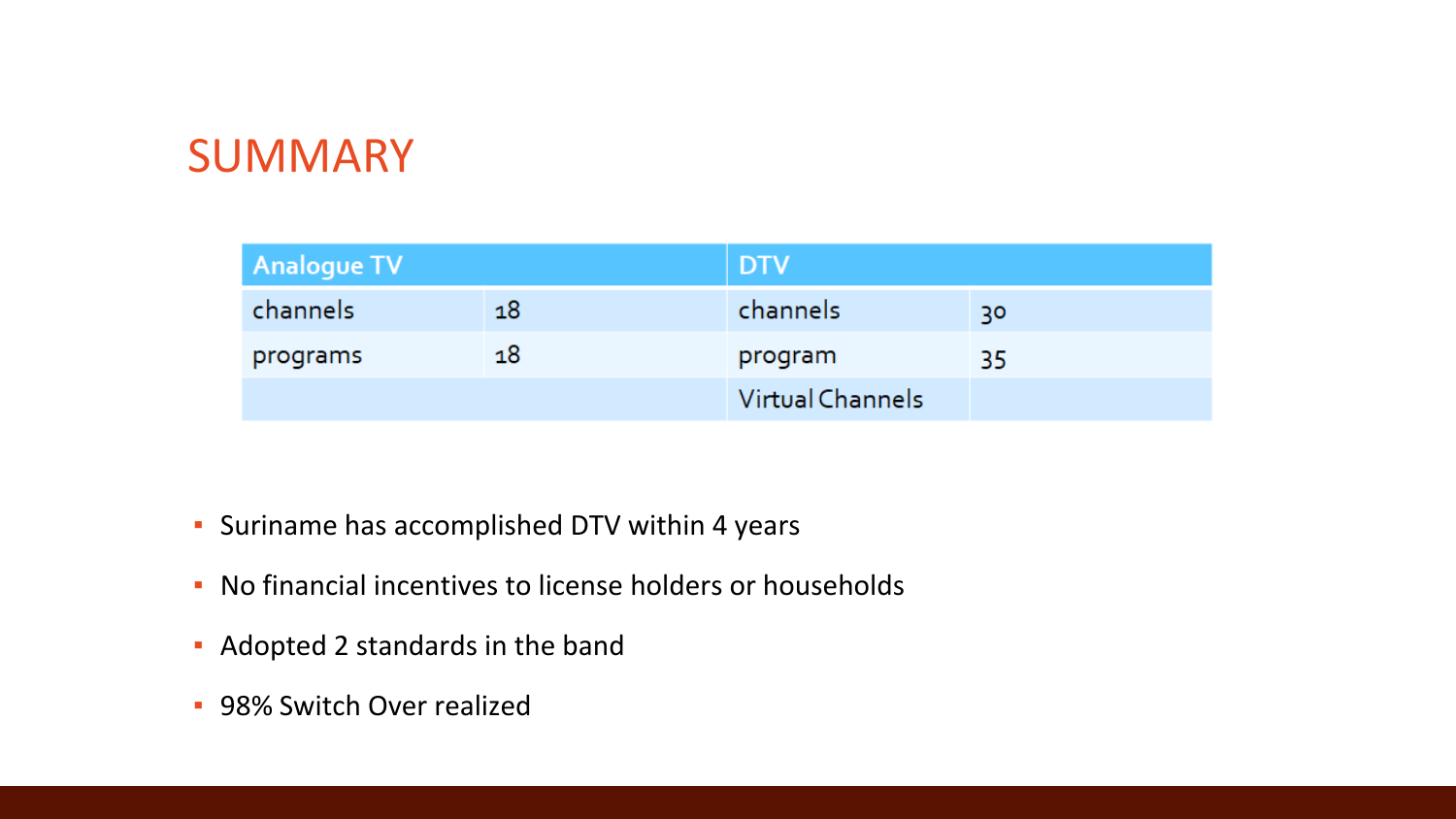# SUMMARY

| Analogue TV | | DTV | |
|---|---|---|---|
| channels | 18 | channels | 30 |
| programs | 18 | program | 35 |
| | | Virtual Channels | |

- Suriname has accomplished DTV within 4 years
- No financial incentives to license holders or households
- Adopted 2 standards in the band
- 98% Switch Over realized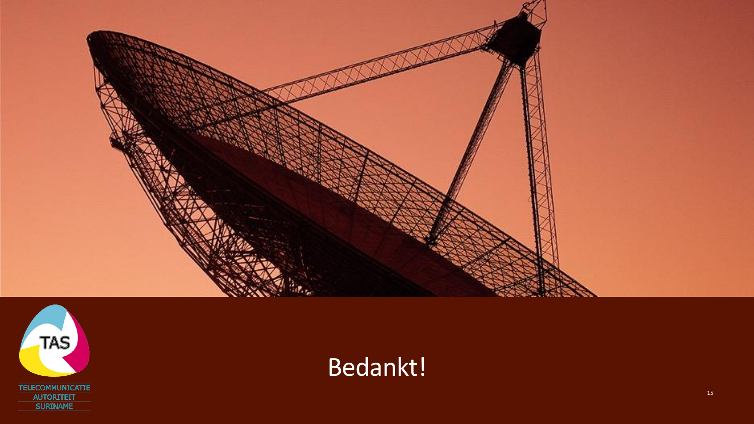TELECOMMUNICATIE AUTORITEIT SURINAME

# Bedankt!